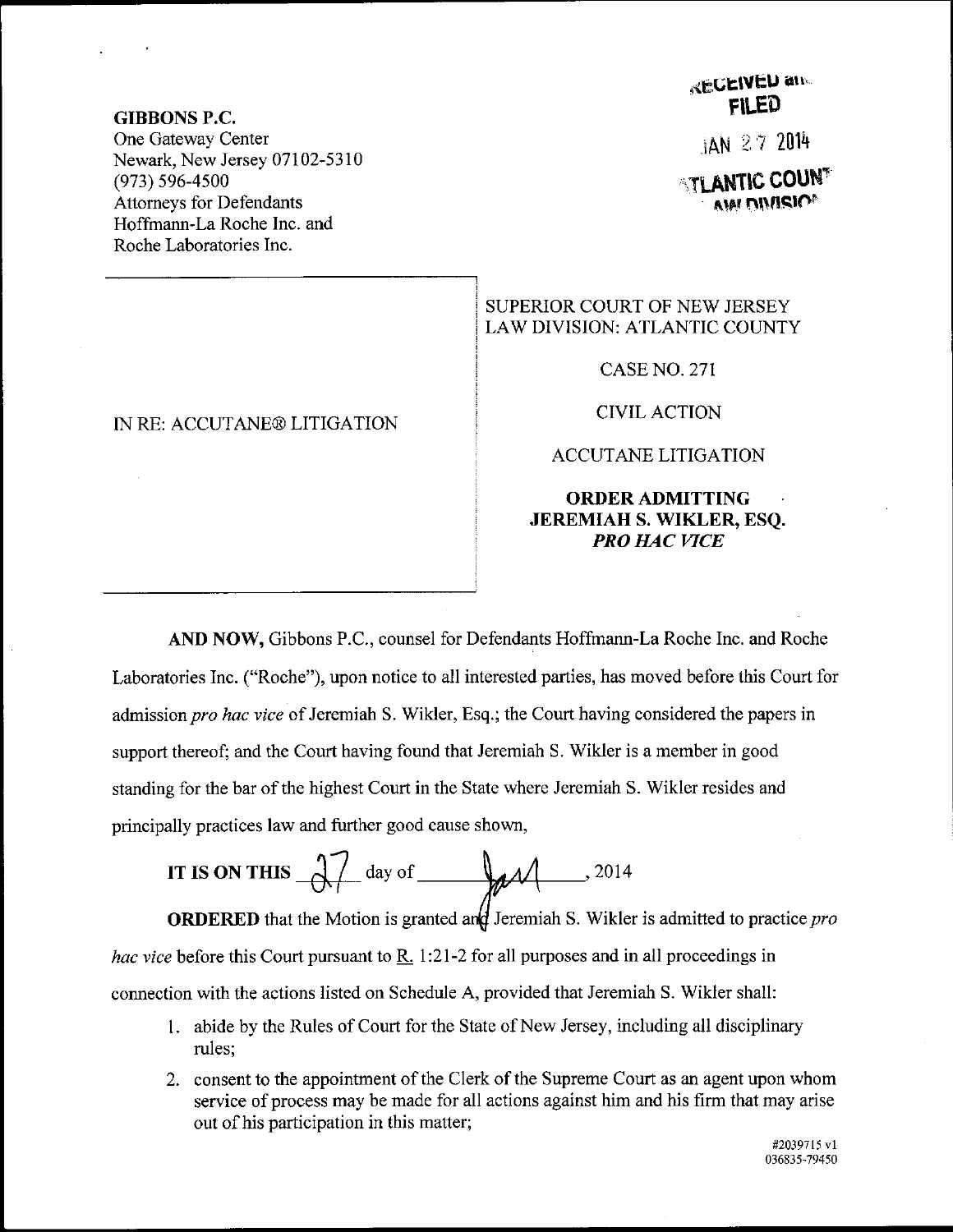**GIBBONS P.C.**
One Gateway Center
Newark, New Jersey 07102-5310
(973) 596-4500
Attorneys for Defendants
Hoffmann-La Roche Inc. and
Roche Laboratories Inc.

RECEIVED and
FILED
JAN 27 2014
ATLANTIC COUNTY
LAW DIVISION

IN RE: ACCUTANE® LITIGATION

SUPERIOR COURT OF NEW JERSEY
LAW DIVISION: ATLANTIC COUNTY

CASE NO. 271

CIVIL ACTION

ACCUTANE LITIGATION

**ORDER ADMITTING JEREMIAH S. WIKLER, ESQ. *PRO HAC VICE***

**AND NOW,** Gibbons P.C., counsel for Defendants Hoffmann-La Roche Inc. and Roche Laboratories Inc. ("Roche"), upon notice to all interested parties, has moved before this Court for admission *pro hac vice* of Jeremiah S. Wikler, Esq.; the Court having considered the papers in support thereof; and the Court having found that Jeremiah S. Wikler is a member in good standing for the bar of the highest Court in the State where Jeremiah S. Wikler resides and principally practices law and further good cause shown,

**IT IS ON THIS** 27 day of Jan, 2014

**ORDERED** that the Motion is granted and Jeremiah S. Wikler is admitted to practice *pro hac vice* before this Court pursuant to R. 1:21-2 for all purposes and in all proceedings in connection with the actions listed on Schedule A, provided that Jeremiah S. Wikler shall:

1. abide by the Rules of Court for the State of New Jersey, including all disciplinary rules;
2. consent to the appointment of the Clerk of the Supreme Court as an agent upon whom service of process may be made for all actions against him and his firm that may arise out of his participation in this matter;

#2039715 v1
036835-79450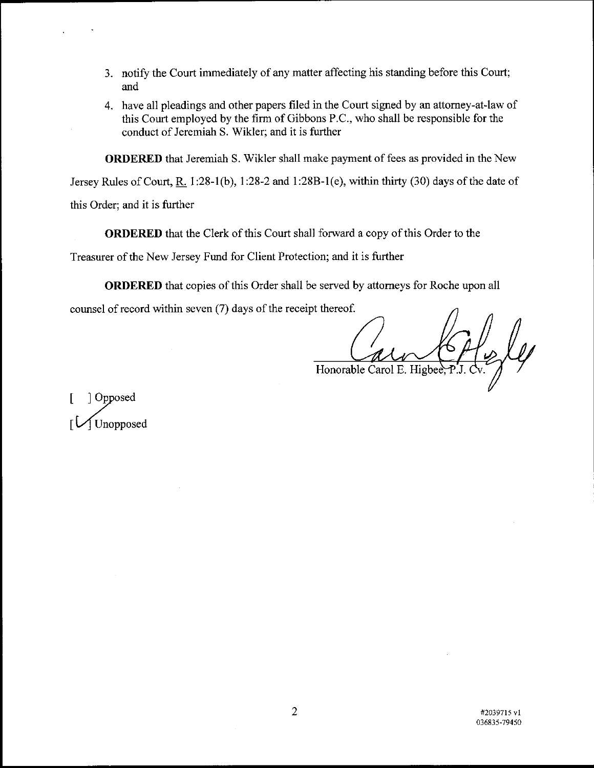3. notify the Court immediately of any matter affecting his standing before this Court; and
4. have all pleadings and other papers filed in the Court signed by an attorney-at-law of this Court employed by the firm of Gibbons P.C., who shall be responsible for the conduct of Jeremiah S. Wikler; and it is further

**ORDERED** that Jeremiah S. Wikler shall make payment of fees as provided in the New Jersey Rules of Court, R. 1:28-1(b), 1:28-2 and 1:28B-1(e), within thirty (30) days of the date of this Order; and it is further

**ORDERED** that the Clerk of this Court shall forward a copy of this Order to the Treasurer of the New Jersey Fund for Client Protection; and it is further

**ORDERED** that copies of this Order shall be served by attorneys for Roche upon all counsel of record within seven (7) days of the receipt thereof.

Honorable Carol E. Higbee, P.J. Cv.

[ ] Opposed

[✓] Unopposed

#2039715 v1
036835-79450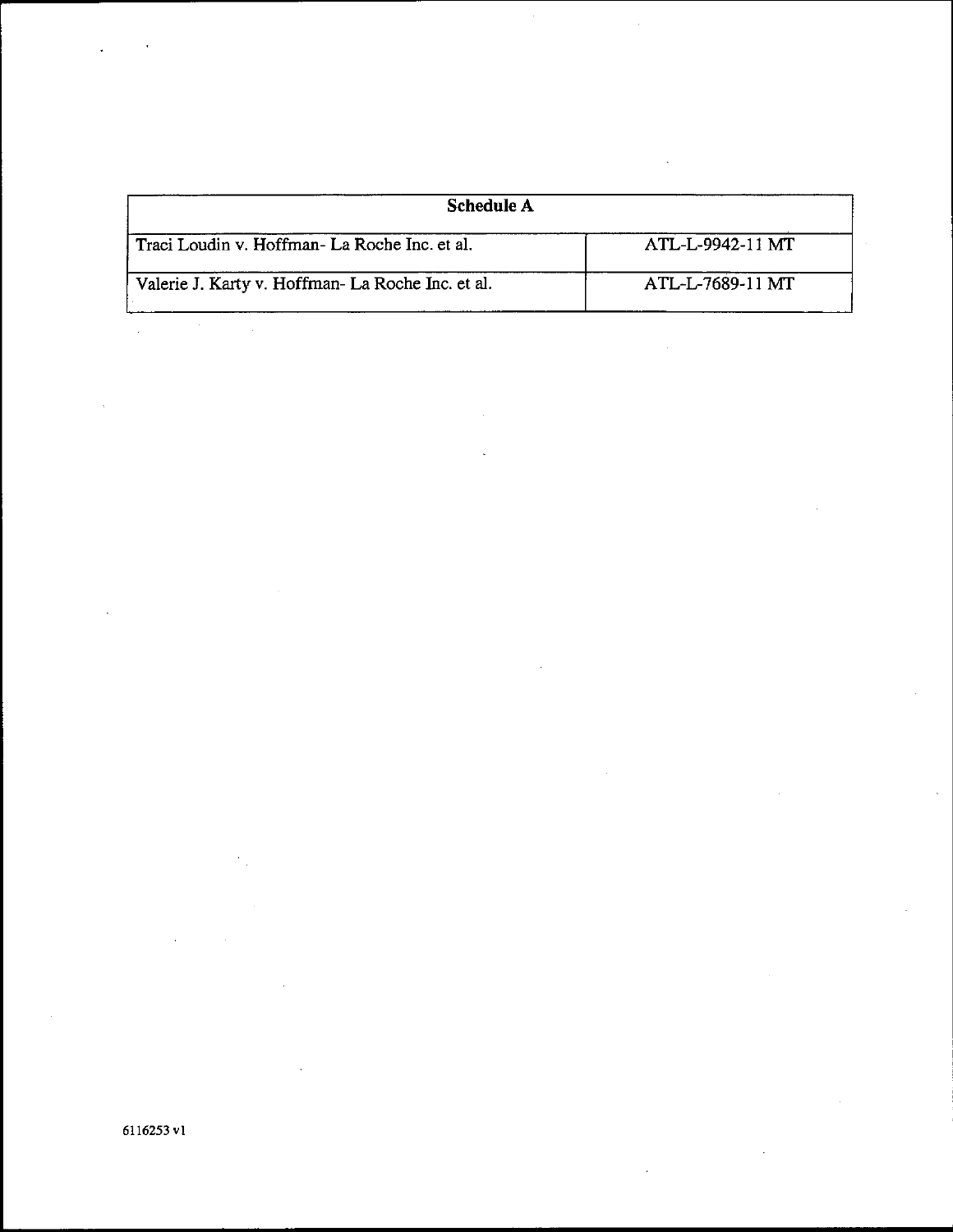| Schedule A | |
|---|---|
| Traci Loudin v. Hoffman- La Roche Inc. et al. | ATL-L-9942-11 MT |
| Valerie J. Karty v. Hoffman- La Roche Inc. et al. | ATL-L-7689-11 MT |

6116253 v1